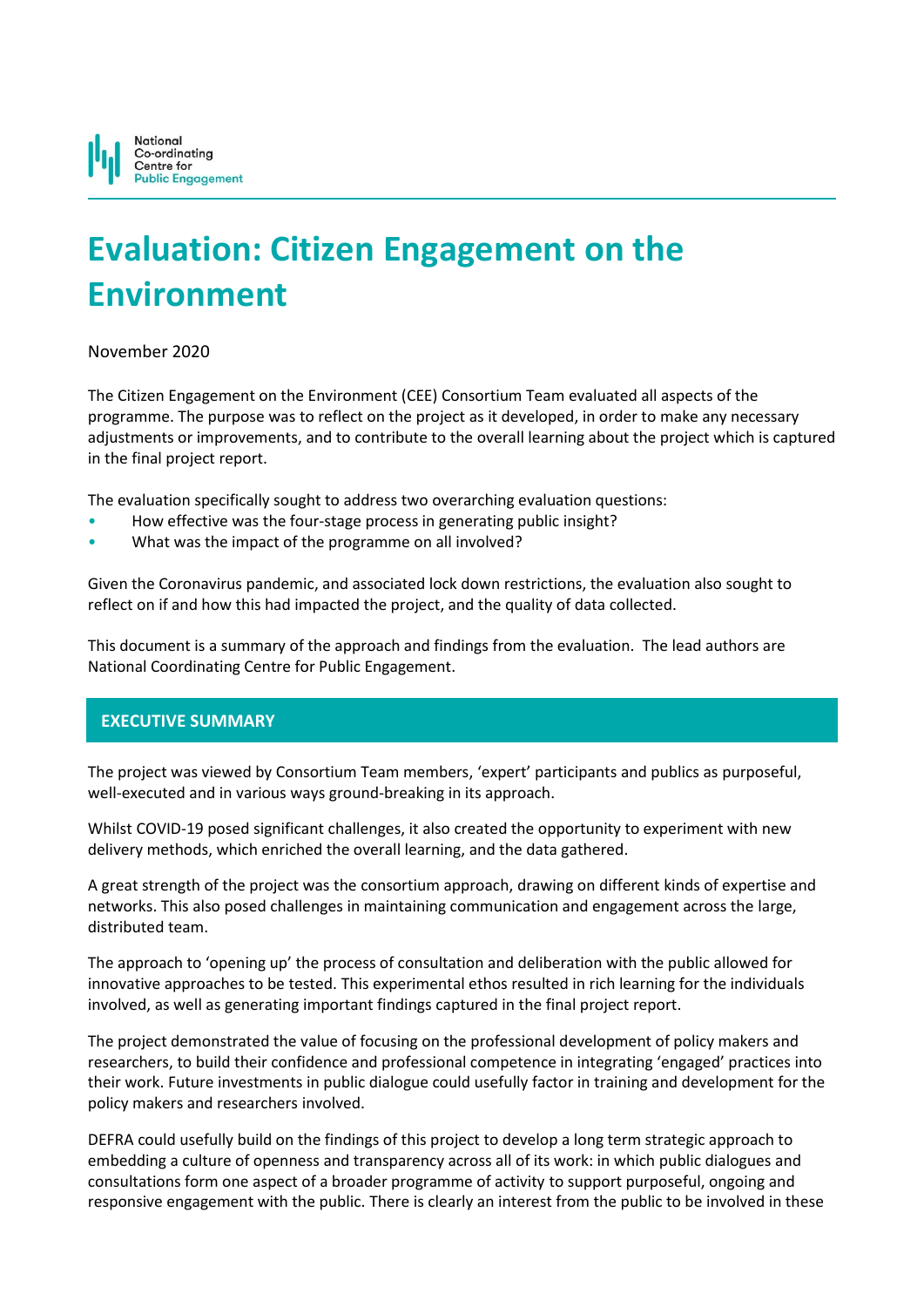National
Co-ordinating
Centre for
Public Engagement

# Evaluation: Citizen Engagement on the Environment

November 2020

The Citizen Engagement on the Environment (CEE) Consortium Team evaluated all aspects of the programme. The purpose was to reflect on the project as it developed, in order to make any necessary adjustments or improvements, and to contribute to the overall learning about the project which is captured in the final project report.

The evaluation specifically sought to address two overarching evaluation questions:

- How effective was the four-stage process in generating public insight?
- What was the impact of the programme on all involved?

Given the Coronavirus pandemic, and associated lock down restrictions, the evaluation also sought to reflect on if and how this had impacted the project, and the quality of data collected.

This document is a summary of the approach and findings from the evaluation. The lead authors are National Coordinating Centre for Public Engagement.

## EXECUTIVE SUMMARY

The project was viewed by Consortium Team members, 'expert' participants and publics as purposeful, well-executed and in various ways ground-breaking in its approach.

Whilst COVID-19 posed significant challenges, it also created the opportunity to experiment with new delivery methods, which enriched the overall learning, and the data gathered.

A great strength of the project was the consortium approach, drawing on different kinds of expertise and networks. This also posed challenges in maintaining communication and engagement across the large, distributed team.

The approach to 'opening up' the process of consultation and deliberation with the public allowed for innovative approaches to be tested. This experimental ethos resulted in rich learning for the individuals involved, as well as generating important findings captured in the final project report.

The project demonstrated the value of focusing on the professional development of policy makers and researchers, to build their confidence and professional competence in integrating 'engaged' practices into their work. Future investments in public dialogue could usefully factor in training and development for the policy makers and researchers involved.

DEFRA could usefully build on the findings of this project to develop a long term strategic approach to embedding a culture of openness and transparency across all of its work: in which public dialogues and consultations form one aspect of a broader programme of activity to support purposeful, ongoing and responsive engagement with the public. There is clearly an interest from the public to be involved in these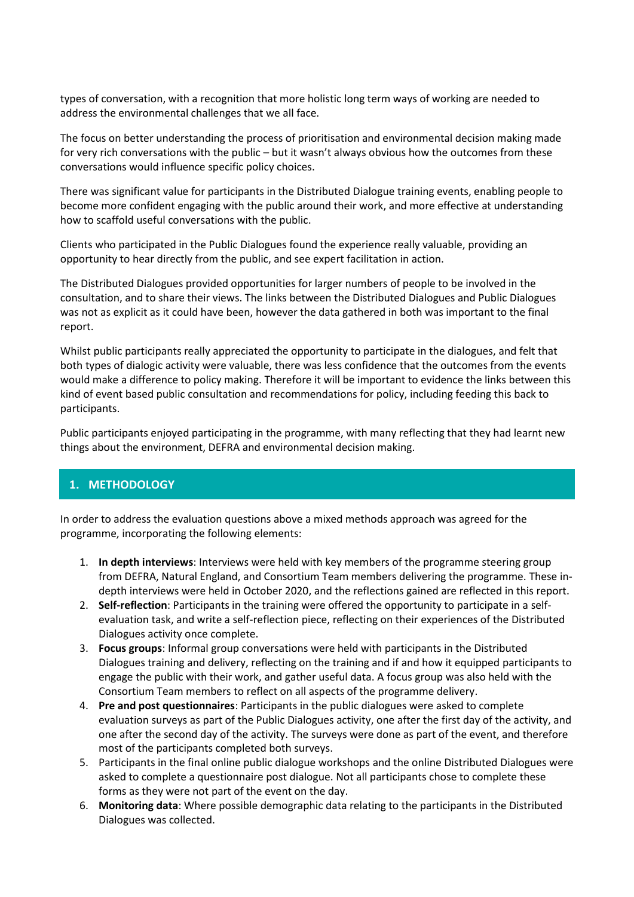types of conversation, with a recognition that more holistic long term ways of working are needed to address the environmental challenges that we all face.

The focus on better understanding the process of prioritisation and environmental decision making made for very rich conversations with the public – but it wasn't always obvious how the outcomes from these conversations would influence specific policy choices.

There was significant value for participants in the Distributed Dialogue training events, enabling people to become more confident engaging with the public around their work, and more effective at understanding how to scaffold useful conversations with the public.

Clients who participated in the Public Dialogues found the experience really valuable, providing an opportunity to hear directly from the public, and see expert facilitation in action.

The Distributed Dialogues provided opportunities for larger numbers of people to be involved in the consultation, and to share their views. The links between the Distributed Dialogues and Public Dialogues was not as explicit as it could have been, however the data gathered in both was important to the final report.

Whilst public participants really appreciated the opportunity to participate in the dialogues, and felt that both types of dialogic activity were valuable, there was less confidence that the outcomes from the events would make a difference to policy making. Therefore it will be important to evidence the links between this kind of event based public consultation and recommendations for policy, including feeding this back to participants.

Public participants enjoyed participating in the programme, with many reflecting that they had learnt new things about the environment, DEFRA and environmental decision making.

## 1. METHODOLOGY

In order to address the evaluation questions above a mixed methods approach was agreed for the programme, incorporating the following elements:

1. **In depth interviews**: Interviews were held with key members of the programme steering group from DEFRA, Natural England, and Consortium Team members delivering the programme. These in-depth interviews were held in October 2020, and the reflections gained are reflected in this report.
2. **Self-reflection**: Participants in the training were offered the opportunity to participate in a self-evaluation task, and write a self-reflection piece, reflecting on their experiences of the Distributed Dialogues activity once complete.
3. **Focus groups**: Informal group conversations were held with participants in the Distributed Dialogues training and delivery, reflecting on the training and if and how it equipped participants to engage the public with their work, and gather useful data. A focus group was also held with the Consortium Team members to reflect on all aspects of the programme delivery.
4. **Pre and post questionnaires**: Participants in the public dialogues were asked to complete evaluation surveys as part of the Public Dialogues activity, one after the first day of the activity, and one after the second day of the activity. The surveys were done as part of the event, and therefore most of the participants completed both surveys.
5. Participants in the final online public dialogue workshops and the online Distributed Dialogues were asked to complete a questionnaire post dialogue. Not all participants chose to complete these forms as they were not part of the event on the day.
6. **Monitoring data**: Where possible demographic data relating to the participants in the Distributed Dialogues was collected.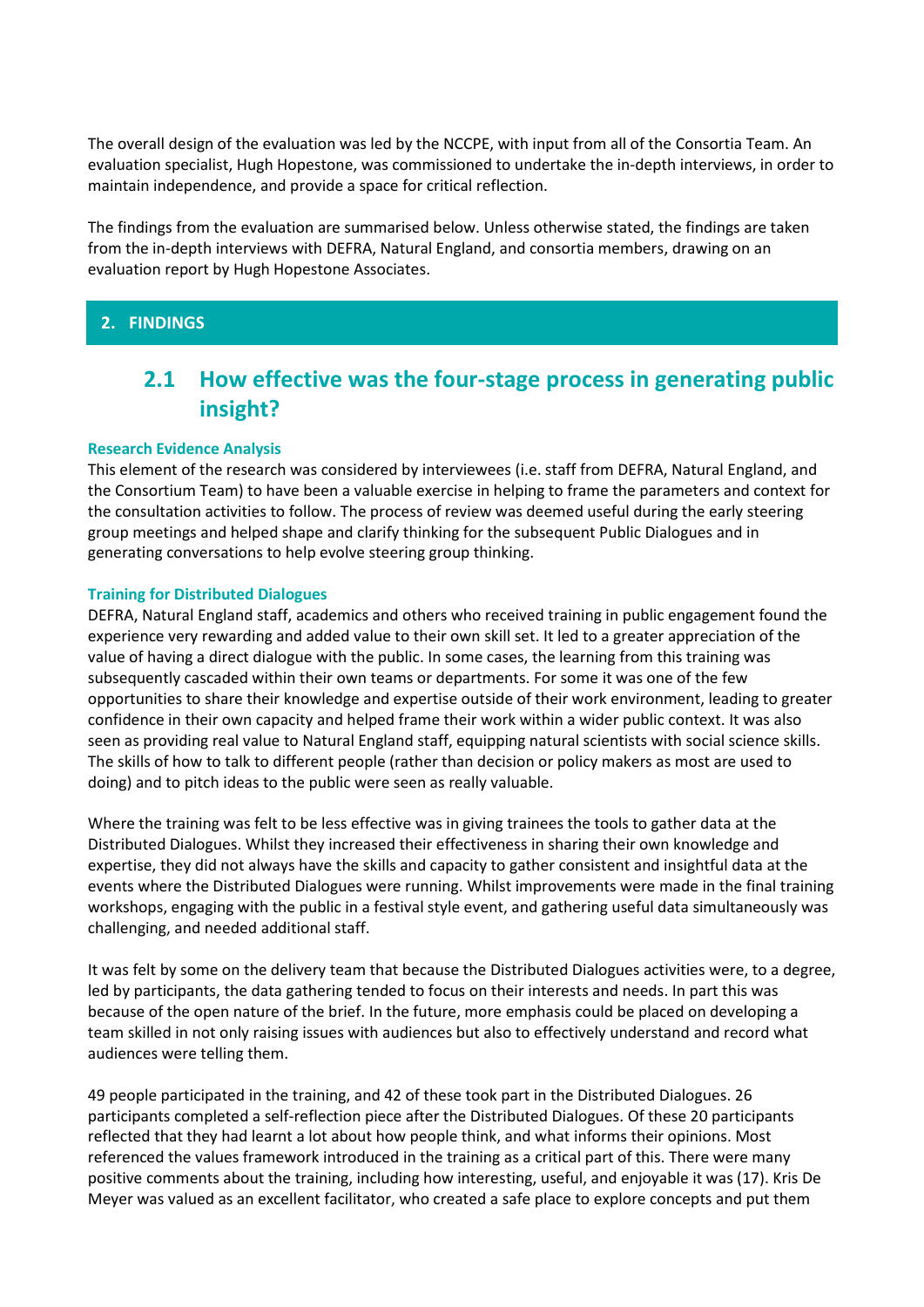The overall design of the evaluation was led by the NCCPE, with input from all of the Consortia Team. An evaluation specialist, Hugh Hopestone, was commissioned to undertake the in-depth interviews, in order to maintain independence, and provide a space for critical reflection.

The findings from the evaluation are summarised below. Unless otherwise stated, the findings are taken from the in-depth interviews with DEFRA, Natural England, and consortia members, drawing on an evaluation report by Hugh Hopestone Associates.

## 2. FINDINGS

### 2.1 How effective was the four-stage process in generating public insight?

#### Research Evidence Analysis

This element of the research was considered by interviewees (i.e. staff from DEFRA, Natural England, and the Consortium Team) to have been a valuable exercise in helping to frame the parameters and context for the consultation activities to follow. The process of review was deemed useful during the early steering group meetings and helped shape and clarify thinking for the subsequent Public Dialogues and in generating conversations to help evolve steering group thinking.

#### Training for Distributed Dialogues

DEFRA, Natural England staff, academics and others who received training in public engagement found the experience very rewarding and added value to their own skill set. It led to a greater appreciation of the value of having a direct dialogue with the public. In some cases, the learning from this training was subsequently cascaded within their own teams or departments. For some it was one of the few opportunities to share their knowledge and expertise outside of their work environment, leading to greater confidence in their own capacity and helped frame their work within a wider public context. It was also seen as providing real value to Natural England staff, equipping natural scientists with social science skills. The skills of how to talk to different people (rather than decision or policy makers as most are used to doing) and to pitch ideas to the public were seen as really valuable.

Where the training was felt to be less effective was in giving trainees the tools to gather data at the Distributed Dialogues. Whilst they increased their effectiveness in sharing their own knowledge and expertise, they did not always have the skills and capacity to gather consistent and insightful data at the events where the Distributed Dialogues were running. Whilst improvements were made in the final training workshops, engaging with the public in a festival style event, and gathering useful data simultaneously was challenging, and needed additional staff.

It was felt by some on the delivery team that because the Distributed Dialogues activities were, to a degree, led by participants, the data gathering tended to focus on their interests and needs. In part this was because of the open nature of the brief. In the future, more emphasis could be placed on developing a team skilled in not only raising issues with audiences but also to effectively understand and record what audiences were telling them.

49 people participated in the training, and 42 of these took part in the Distributed Dialogues. 26 participants completed a self-reflection piece after the Distributed Dialogues. Of these 20 participants reflected that they had learnt a lot about how people think, and what informs their opinions. Most referenced the values framework introduced in the training as a critical part of this. There were many positive comments about the training, including how interesting, useful, and enjoyable it was (17). Kris De Meyer was valued as an excellent facilitator, who created a safe place to explore concepts and put them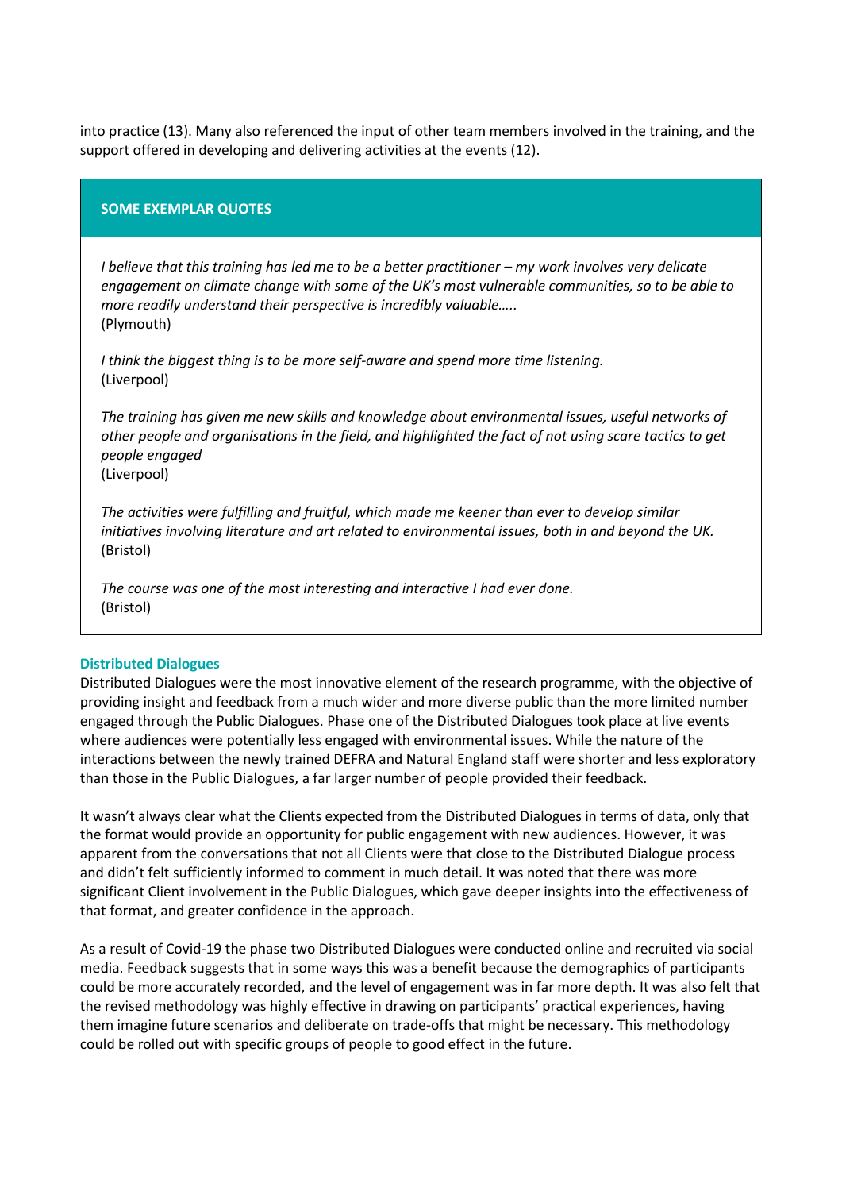into practice (13). Many also referenced the input of other team members involved in the training, and the support offered in developing and delivering activities at the events (12).

> **SOME EXEMPLAR QUOTES**
>
> *I believe that this training has led me to be a better practitioner – my work involves very delicate engagement on climate change with some of the UK's most vulnerable communities, so to be able to more readily understand their perspective is incredibly valuable…..*
> (Plymouth)
>
> *I think the biggest thing is to be more self-aware and spend more time listening.*
> (Liverpool)
>
> *The training has given me new skills and knowledge about environmental issues, useful networks of other people and organisations in the field, and highlighted the fact of not using scare tactics to get people engaged*
> (Liverpool)
>
> *The activities were fulfilling and fruitful, which made me keener than ever to develop similar initiatives involving literature and art related to environmental issues, both in and beyond the UK.*
> (Bristol)
>
> *The course was one of the most interesting and interactive I had ever done.*
> (Bristol)

### Distributed Dialogues

Distributed Dialogues were the most innovative element of the research programme, with the objective of providing insight and feedback from a much wider and more diverse public than the more limited number engaged through the Public Dialogues. Phase one of the Distributed Dialogues took place at live events where audiences were potentially less engaged with environmental issues. While the nature of the interactions between the newly trained DEFRA and Natural England staff were shorter and less exploratory than those in the Public Dialogues, a far larger number of people provided their feedback.

It wasn't always clear what the Clients expected from the Distributed Dialogues in terms of data, only that the format would provide an opportunity for public engagement with new audiences. However, it was apparent from the conversations that not all Clients were that close to the Distributed Dialogue process and didn't felt sufficiently informed to comment in much detail. It was noted that there was more significant Client involvement in the Public Dialogues, which gave deeper insights into the effectiveness of that format, and greater confidence in the approach.

As a result of Covid-19 the phase two Distributed Dialogues were conducted online and recruited via social media. Feedback suggests that in some ways this was a benefit because the demographics of participants could be more accurately recorded, and the level of engagement was in far more depth. It was also felt that the revised methodology was highly effective in drawing on participants' practical experiences, having them imagine future scenarios and deliberate on trade-offs that might be necessary. This methodology could be rolled out with specific groups of people to good effect in the future.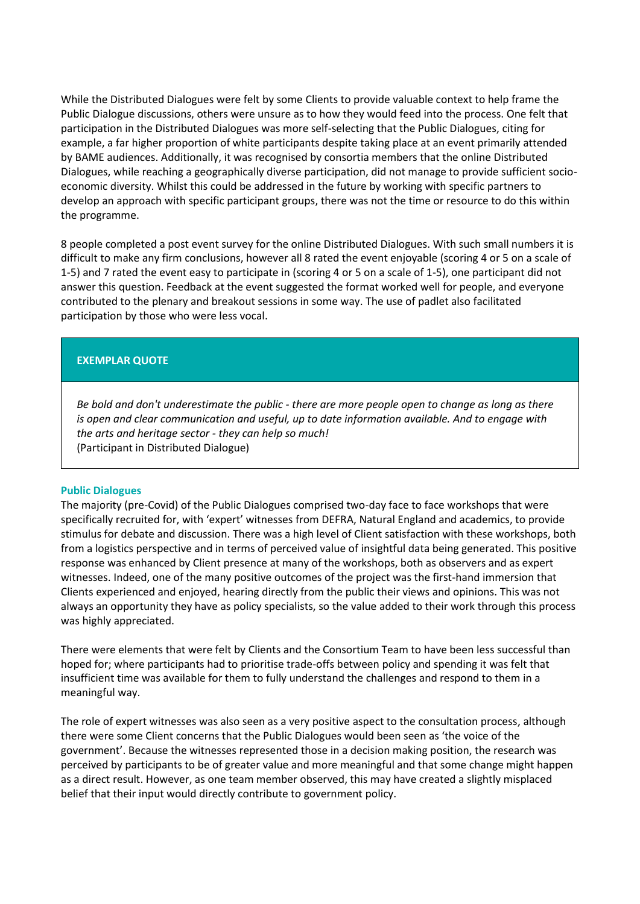While the Distributed Dialogues were felt by some Clients to provide valuable context to help frame the Public Dialogue discussions, others were unsure as to how they would feed into the process. One felt that participation in the Distributed Dialogues was more self-selecting that the Public Dialogues, citing for example, a far higher proportion of white participants despite taking place at an event primarily attended by BAME audiences. Additionally, it was recognised by consortia members that the online Distributed Dialogues, while reaching a geographically diverse participation, did not manage to provide sufficient socio-economic diversity. Whilst this could be addressed in the future by working with specific partners to develop an approach with specific participant groups, there was not the time or resource to do this within the programme.

8 people completed a post event survey for the online Distributed Dialogues. With such small numbers it is difficult to make any firm conclusions, however all 8 rated the event enjoyable (scoring 4 or 5 on a scale of 1-5) and 7 rated the event easy to participate in (scoring 4 or 5 on a scale of 1-5), one participant did not answer this question. Feedback at the event suggested the format worked well for people, and everyone contributed to the plenary and breakout sessions in some way. The use of padlet also facilitated participation by those who were less vocal.

**EXEMPLAR QUOTE**

*Be bold and don't underestimate the public - there are more people open to change as long as there is open and clear communication and useful, up to date information available. And to engage with the arts and heritage sector - they can help so much!*
(Participant in Distributed Dialogue)

### Public Dialogues

The majority (pre-Covid) of the Public Dialogues comprised two-day face to face workshops that were specifically recruited for, with 'expert' witnesses from DEFRA, Natural England and academics, to provide stimulus for debate and discussion. There was a high level of Client satisfaction with these workshops, both from a logistics perspective and in terms of perceived value of insightful data being generated. This positive response was enhanced by Client presence at many of the workshops, both as observers and as expert witnesses. Indeed, one of the many positive outcomes of the project was the first-hand immersion that Clients experienced and enjoyed, hearing directly from the public their views and opinions. This was not always an opportunity they have as policy specialists, so the value added to their work through this process was highly appreciated.

There were elements that were felt by Clients and the Consortium Team to have been less successful than hoped for; where participants had to prioritise trade-offs between policy and spending it was felt that insufficient time was available for them to fully understand the challenges and respond to them in a meaningful way.

The role of expert witnesses was also seen as a very positive aspect to the consultation process, although there were some Client concerns that the Public Dialogues would been seen as 'the voice of the government'. Because the witnesses represented those in a decision making position, the research was perceived by participants to be of greater value and more meaningful and that some change might happen as a direct result. However, as one team member observed, this may have created a slightly misplaced belief that their input would directly contribute to government policy.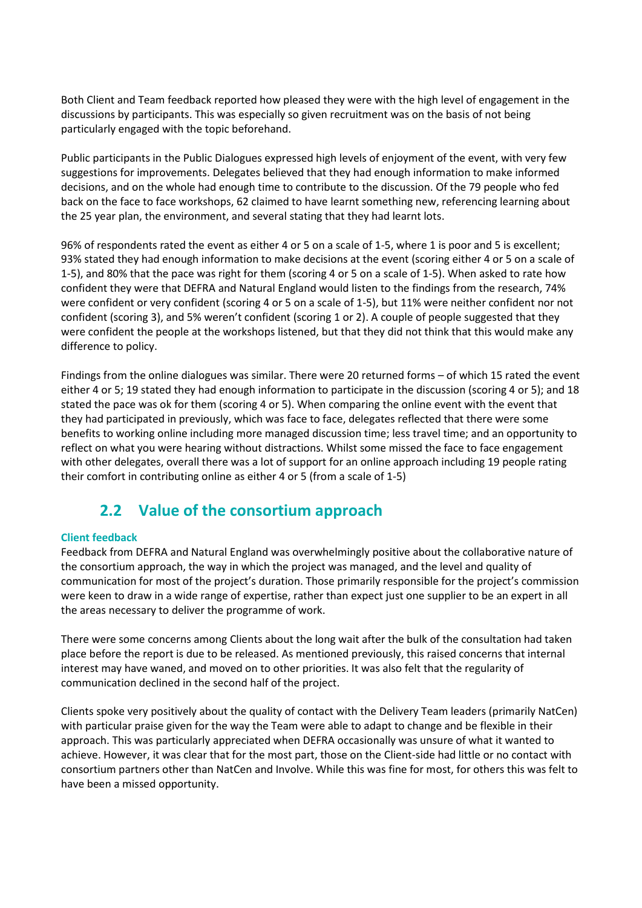Both Client and Team feedback reported how pleased they were with the high level of engagement in the discussions by participants. This was especially so given recruitment was on the basis of not being particularly engaged with the topic beforehand.

Public participants in the Public Dialogues expressed high levels of enjoyment of the event, with very few suggestions for improvements. Delegates believed that they had enough information to make informed decisions, and on the whole had enough time to contribute to the discussion. Of the 79 people who fed back on the face to face workshops, 62 claimed to have learnt something new, referencing learning about the 25 year plan, the environment, and several stating that they had learnt lots.

96% of respondents rated the event as either 4 or 5 on a scale of 1-5, where 1 is poor and 5 is excellent; 93% stated they had enough information to make decisions at the event (scoring either 4 or 5 on a scale of 1-5), and 80% that the pace was right for them (scoring 4 or 5 on a scale of 1-5). When asked to rate how confident they were that DEFRA and Natural England would listen to the findings from the research, 74% were confident or very confident (scoring 4 or 5 on a scale of 1-5), but 11% were neither confident nor not confident (scoring 3), and 5% weren't confident (scoring 1 or 2). A couple of people suggested that they were confident the people at the workshops listened, but that they did not think that this would make any difference to policy.

Findings from the online dialogues was similar. There were 20 returned forms – of which 15 rated the event either 4 or 5; 19 stated they had enough information to participate in the discussion (scoring 4 or 5); and 18 stated the pace was ok for them (scoring 4 or 5). When comparing the online event with the event that they had participated in previously, which was face to face, delegates reflected that there were some benefits to working online including more managed discussion time; less travel time; and an opportunity to reflect on what you were hearing without distractions. Whilst some missed the face to face engagement with other delegates, overall there was a lot of support for an online approach including 19 people rating their comfort in contributing online as either 4 or 5 (from a scale of 1-5)

## 2.2 Value of the consortium approach

#### Client feedback

Feedback from DEFRA and Natural England was overwhelmingly positive about the collaborative nature of the consortium approach, the way in which the project was managed, and the level and quality of communication for most of the project's duration. Those primarily responsible for the project's commission were keen to draw in a wide range of expertise, rather than expect just one supplier to be an expert in all the areas necessary to deliver the programme of work.

There were some concerns among Clients about the long wait after the bulk of the consultation had taken place before the report is due to be released. As mentioned previously, this raised concerns that internal interest may have waned, and moved on to other priorities. It was also felt that the regularity of communication declined in the second half of the project.

Clients spoke very positively about the quality of contact with the Delivery Team leaders (primarily NatCen) with particular praise given for the way the Team were able to adapt to change and be flexible in their approach. This was particularly appreciated when DEFRA occasionally was unsure of what it wanted to achieve. However, it was clear that for the most part, those on the Client-side had little or no contact with consortium partners other than NatCen and Involve. While this was fine for most, for others this was felt to have been a missed opportunity.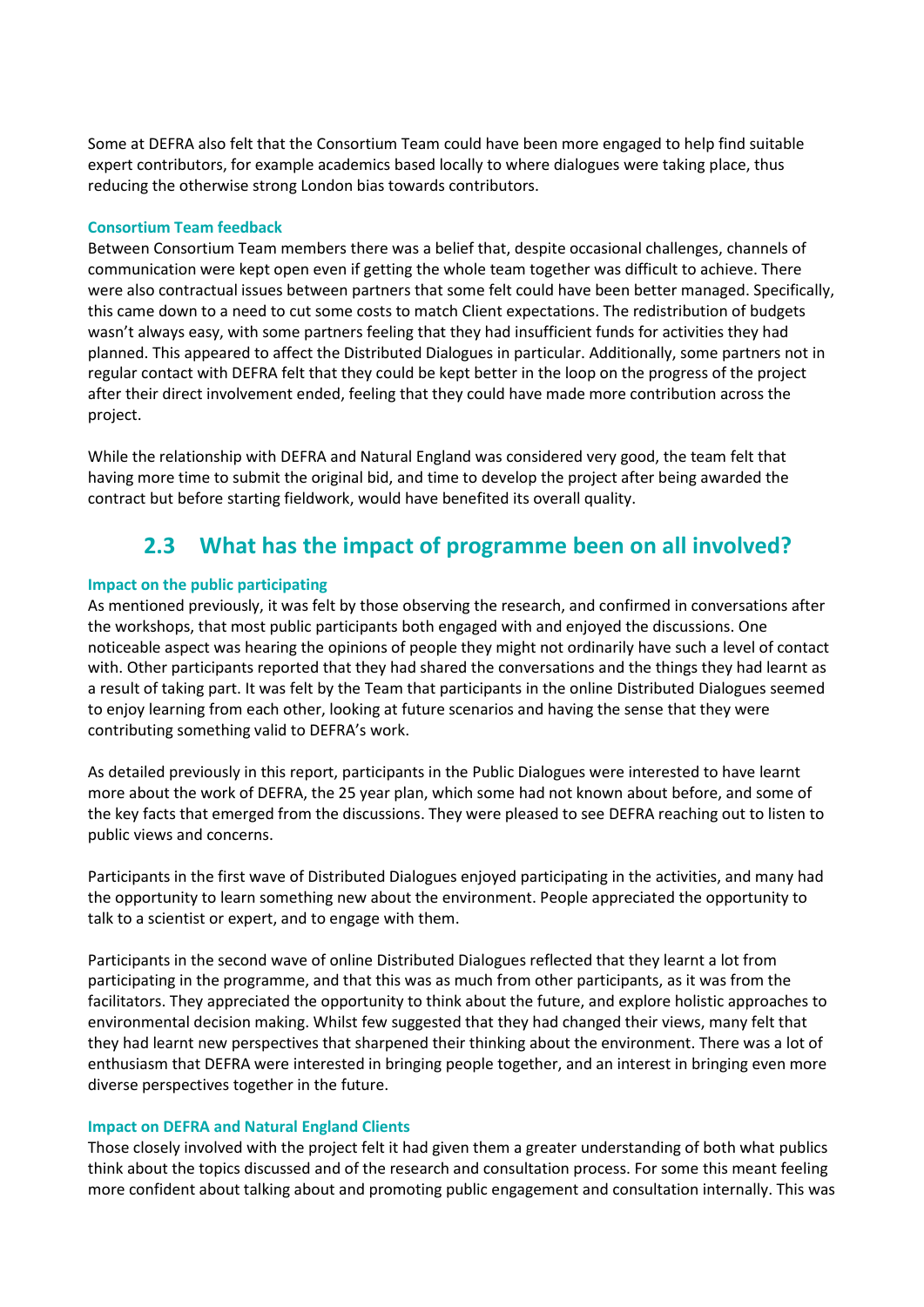Some at DEFRA also felt that the Consortium Team could have been more engaged to help find suitable expert contributors, for example academics based locally to where dialogues were taking place, thus reducing the otherwise strong London bias towards contributors.

### Consortium Team feedback

Between Consortium Team members there was a belief that, despite occasional challenges, channels of communication were kept open even if getting the whole team together was difficult to achieve. There were also contractual issues between partners that some felt could have been better managed. Specifically, this came down to a need to cut some costs to match Client expectations. The redistribution of budgets wasn't always easy, with some partners feeling that they had insufficient funds for activities they had planned. This appeared to affect the Distributed Dialogues in particular. Additionally, some partners not in regular contact with DEFRA felt that they could be kept better in the loop on the progress of the project after their direct involvement ended, feeling that they could have made more contribution across the project.

While the relationship with DEFRA and Natural England was considered very good, the team felt that having more time to submit the original bid, and time to develop the project after being awarded the contract but before starting fieldwork, would have benefited its overall quality.

## 2.3 What has the impact of programme been on all involved?

### Impact on the public participating

As mentioned previously, it was felt by those observing the research, and confirmed in conversations after the workshops, that most public participants both engaged with and enjoyed the discussions. One noticeable aspect was hearing the opinions of people they might not ordinarily have such a level of contact with. Other participants reported that they had shared the conversations and the things they had learnt as a result of taking part. It was felt by the Team that participants in the online Distributed Dialogues seemed to enjoy learning from each other, looking at future scenarios and having the sense that they were contributing something valid to DEFRA's work.

As detailed previously in this report, participants in the Public Dialogues were interested to have learnt more about the work of DEFRA, the 25 year plan, which some had not known about before, and some of the key facts that emerged from the discussions. They were pleased to see DEFRA reaching out to listen to public views and concerns.

Participants in the first wave of Distributed Dialogues enjoyed participating in the activities, and many had the opportunity to learn something new about the environment. People appreciated the opportunity to talk to a scientist or expert, and to engage with them.

Participants in the second wave of online Distributed Dialogues reflected that they learnt a lot from participating in the programme, and that this was as much from other participants, as it was from the facilitators. They appreciated the opportunity to think about the future, and explore holistic approaches to environmental decision making. Whilst few suggested that they had changed their views, many felt that they had learnt new perspectives that sharpened their thinking about the environment. There was a lot of enthusiasm that DEFRA were interested in bringing people together, and an interest in bringing even more diverse perspectives together in the future.

### Impact on DEFRA and Natural England Clients

Those closely involved with the project felt it had given them a greater understanding of both what publics think about the topics discussed and of the research and consultation process. For some this meant feeling more confident about talking about and promoting public engagement and consultation internally. This was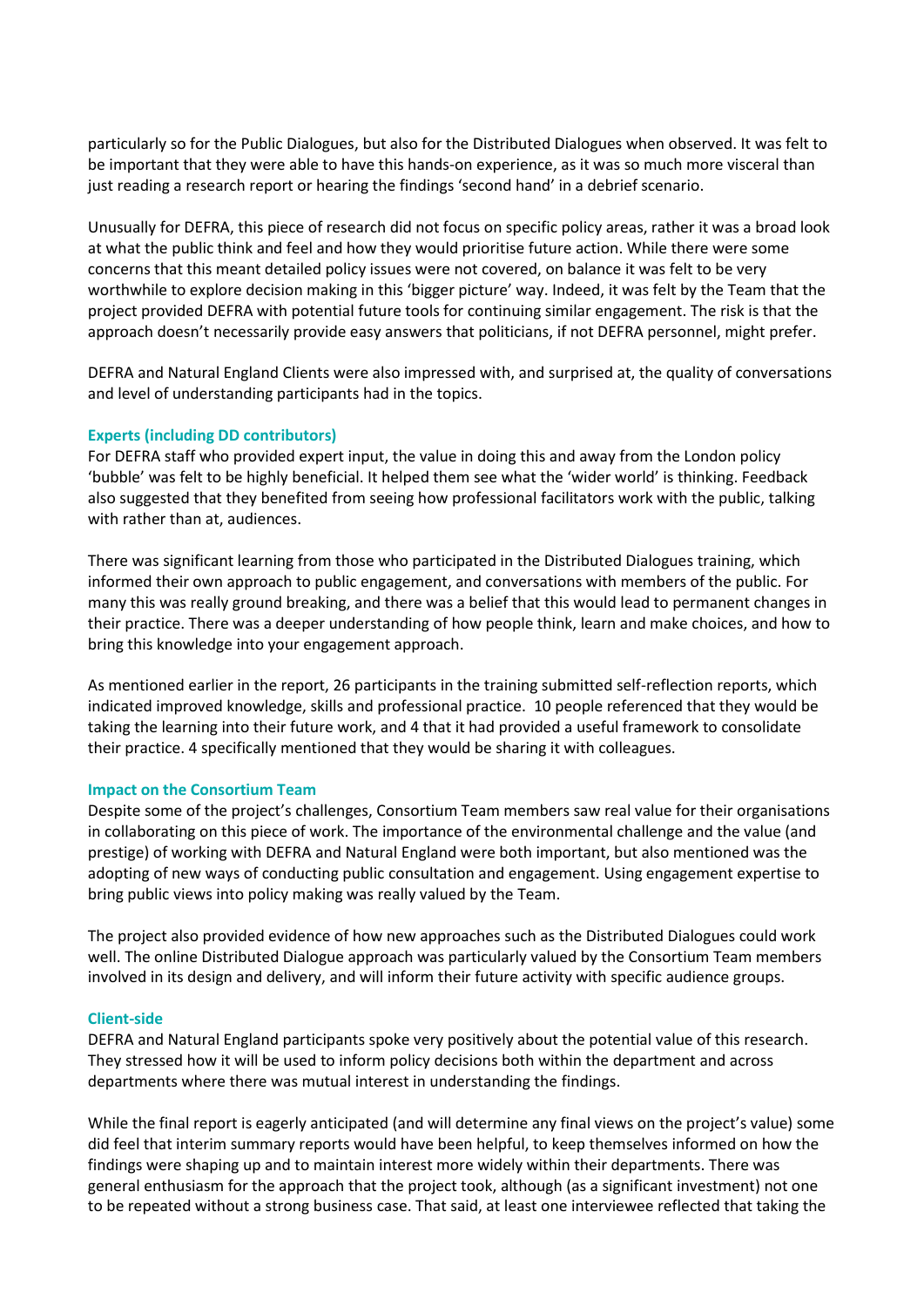particularly so for the Public Dialogues, but also for the Distributed Dialogues when observed. It was felt to be important that they were able to have this hands-on experience, as it was so much more visceral than just reading a research report or hearing the findings 'second hand' in a debrief scenario.

Unusually for DEFRA, this piece of research did not focus on specific policy areas, rather it was a broad look at what the public think and feel and how they would prioritise future action. While there were some concerns that this meant detailed policy issues were not covered, on balance it was felt to be very worthwhile to explore decision making in this 'bigger picture' way. Indeed, it was felt by the Team that the project provided DEFRA with potential future tools for continuing similar engagement. The risk is that the approach doesn't necessarily provide easy answers that politicians, if not DEFRA personnel, might prefer.

DEFRA and Natural England Clients were also impressed with, and surprised at, the quality of conversations and level of understanding participants had in the topics.

### Experts (including DD contributors)

For DEFRA staff who provided expert input, the value in doing this and away from the London policy 'bubble' was felt to be highly beneficial. It helped them see what the 'wider world' is thinking. Feedback also suggested that they benefited from seeing how professional facilitators work with the public, talking with rather than at, audiences.

There was significant learning from those who participated in the Distributed Dialogues training, which informed their own approach to public engagement, and conversations with members of the public. For many this was really ground breaking, and there was a belief that this would lead to permanent changes in their practice. There was a deeper understanding of how people think, learn and make choices, and how to bring this knowledge into your engagement approach.

As mentioned earlier in the report, 26 participants in the training submitted self-reflection reports, which indicated improved knowledge, skills and professional practice. 10 people referenced that they would be taking the learning into their future work, and 4 that it had provided a useful framework to consolidate their practice. 4 specifically mentioned that they would be sharing it with colleagues.

### Impact on the Consortium Team

Despite some of the project's challenges, Consortium Team members saw real value for their organisations in collaborating on this piece of work. The importance of the environmental challenge and the value (and prestige) of working with DEFRA and Natural England were both important, but also mentioned was the adopting of new ways of conducting public consultation and engagement. Using engagement expertise to bring public views into policy making was really valued by the Team.

The project also provided evidence of how new approaches such as the Distributed Dialogues could work well. The online Distributed Dialogue approach was particularly valued by the Consortium Team members involved in its design and delivery, and will inform their future activity with specific audience groups.

### Client-side

DEFRA and Natural England participants spoke very positively about the potential value of this research. They stressed how it will be used to inform policy decisions both within the department and across departments where there was mutual interest in understanding the findings.

While the final report is eagerly anticipated (and will determine any final views on the project's value) some did feel that interim summary reports would have been helpful, to keep themselves informed on how the findings were shaping up and to maintain interest more widely within their departments. There was general enthusiasm for the approach that the project took, although (as a significant investment) not one to be repeated without a strong business case. That said, at least one interviewee reflected that taking the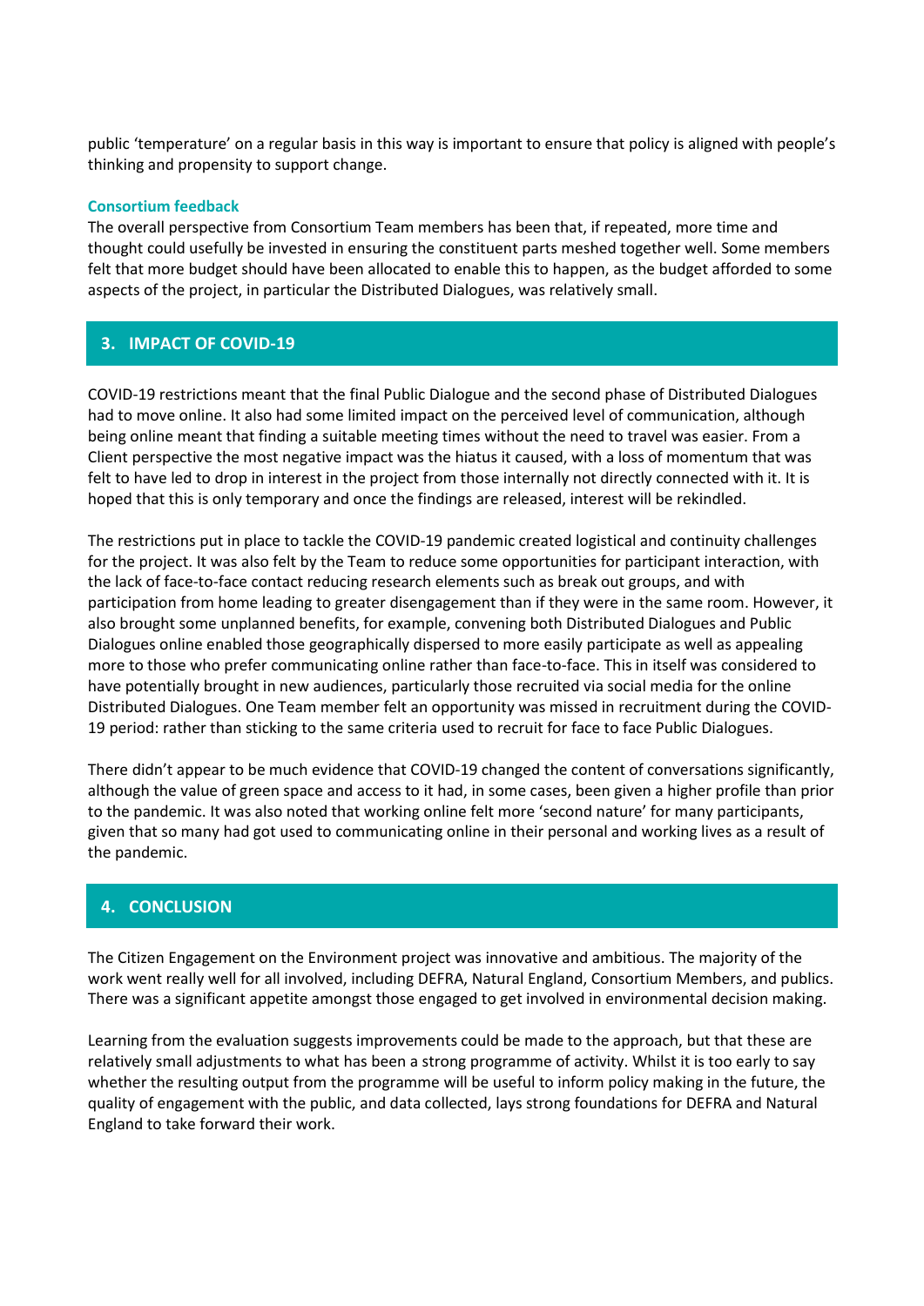public 'temperature' on a regular basis in this way is important to ensure that policy is aligned with people's thinking and propensity to support change.

### Consortium feedback

The overall perspective from Consortium Team members has been that, if repeated, more time and thought could usefully be invested in ensuring the constituent parts meshed together well. Some members felt that more budget should have been allocated to enable this to happen, as the budget afforded to some aspects of the project, in particular the Distributed Dialogues, was relatively small.

## 3. IMPACT OF COVID-19

COVID-19 restrictions meant that the final Public Dialogue and the second phase of Distributed Dialogues had to move online. It also had some limited impact on the perceived level of communication, although being online meant that finding a suitable meeting times without the need to travel was easier. From a Client perspective the most negative impact was the hiatus it caused, with a loss of momentum that was felt to have led to drop in interest in the project from those internally not directly connected with it. It is hoped that this is only temporary and once the findings are released, interest will be rekindled.

The restrictions put in place to tackle the COVID-19 pandemic created logistical and continuity challenges for the project. It was also felt by the Team to reduce some opportunities for participant interaction, with the lack of face-to-face contact reducing research elements such as break out groups, and with participation from home leading to greater disengagement than if they were in the same room. However, it also brought some unplanned benefits, for example, convening both Distributed Dialogues and Public Dialogues online enabled those geographically dispersed to more easily participate as well as appealing more to those who prefer communicating online rather than face-to-face. This in itself was considered to have potentially brought in new audiences, particularly those recruited via social media for the online Distributed Dialogues. One Team member felt an opportunity was missed in recruitment during the COVID-19 period: rather than sticking to the same criteria used to recruit for face to face Public Dialogues.

There didn't appear to be much evidence that COVID-19 changed the content of conversations significantly, although the value of green space and access to it had, in some cases, been given a higher profile than prior to the pandemic. It was also noted that working online felt more 'second nature' for many participants, given that so many had got used to communicating online in their personal and working lives as a result of the pandemic.

## 4. CONCLUSION

The Citizen Engagement on the Environment project was innovative and ambitious. The majority of the work went really well for all involved, including DEFRA, Natural England, Consortium Members, and publics. There was a significant appetite amongst those engaged to get involved in environmental decision making.

Learning from the evaluation suggests improvements could be made to the approach, but that these are relatively small adjustments to what has been a strong programme of activity. Whilst it is too early to say whether the resulting output from the programme will be useful to inform policy making in the future, the quality of engagement with the public, and data collected, lays strong foundations for DEFRA and Natural England to take forward their work.